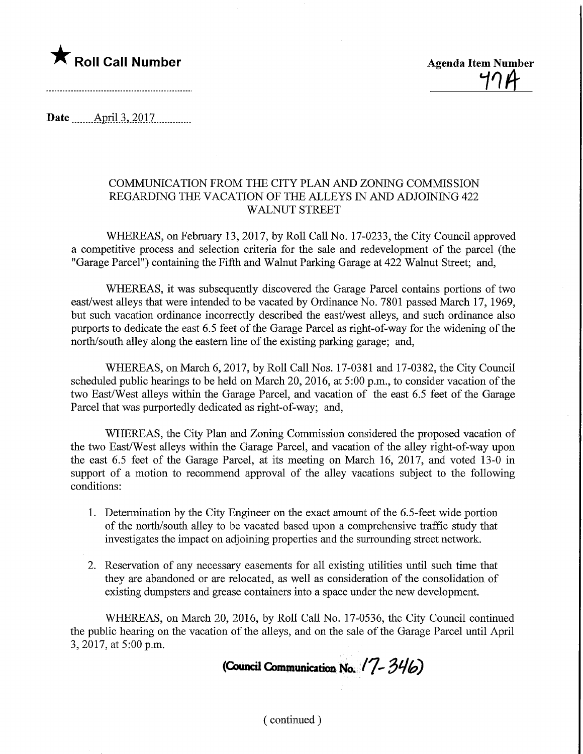★ **Roll Call Number**

**Agenda Item Number**
47A

**Date** April 3, 2017

COMMUNICATION FROM THE CITY PLAN AND ZONING COMMISSION REGARDING THE VACATION OF THE ALLEYS IN AND ADJOINING 422 WALNUT STREET

WHEREAS, on February 13, 2017, by Roll Call No. 17-0233, the City Council approved a competitive process and selection criteria for the sale and redevelopment of the parcel (the "Garage Parcel") containing the Fifth and Walnut Parking Garage at 422 Walnut Street; and,

WHEREAS, it was subsequently discovered the Garage Parcel contains portions of two east/west alleys that were intended to be vacated by Ordinance No. 7801 passed March 17, 1969, but such vacation ordinance incorrectly described the east/west alleys, and such ordinance also purports to dedicate the east 6.5 feet of the Garage Parcel as right-of-way for the widening of the north/south alley along the eastern line of the existing parking garage; and,

WHEREAS, on March 6, 2017, by Roll Call Nos. 17-0381 and 17-0382, the City Council scheduled public hearings to be held on March 20, 2016, at 5:00 p.m., to consider vacation of the two East/West alleys within the Garage Parcel, and vacation of the east 6.5 feet of the Garage Parcel that was purportedly dedicated as right-of-way; and,

WHEREAS, the City Plan and Zoning Commission considered the proposed vacation of the two East/West alleys within the Garage Parcel, and vacation of the alley right-of-way upon the east 6.5 feet of the Garage Parcel, at its meeting on March 16, 2017, and voted 13-0 in support of a motion to recommend approval of the alley vacations subject to the following conditions:

1. Determination by the City Engineer on the exact amount of the 6.5-feet wide portion of the north/south alley to be vacated based upon a comprehensive traffic study that investigates the impact on adjoining properties and the surrounding street network.

2. Reservation of any necessary easements for all existing utilities until such time that they are abandoned or are relocated, as well as consideration of the consolidation of existing dumpsters and grease containers into a space under the new development.

WHEREAS, on March 20, 2016, by Roll Call No. 17-0536, the City Council continued the public hearing on the vacation of the alleys, and on the sale of the Garage Parcel until April 3, 2017, at 5:00 p.m.

**(Council Communication No. 17-346)**

( continued )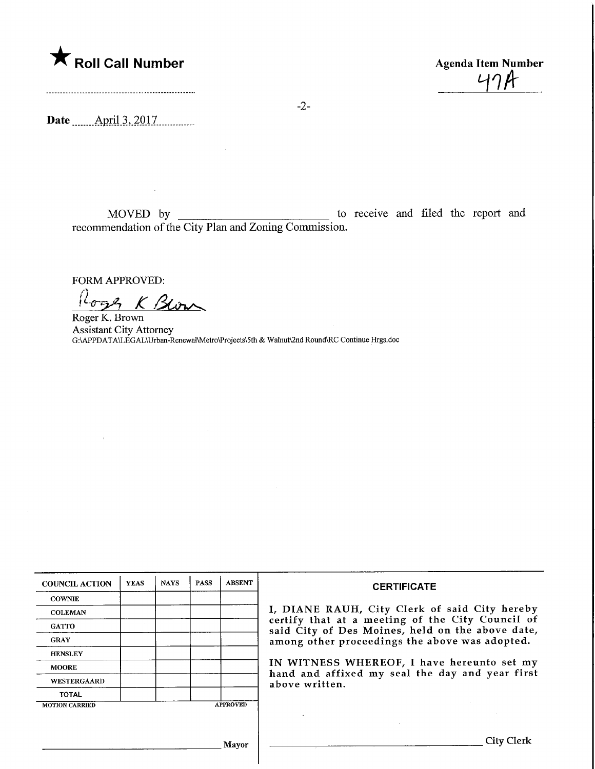★ **Roll Call Number**

**Agenda Item Number**
47A

**Date** April 3, 2017

MOVED by ________________________ to receive and filed the report and recommendation of the City Plan and Zoning Commission.

FORM APPROVED:

Roger K. Brown
Roger K. Brown
Assistant City Attorney
G:\APPDATA\LEGAL\Urban-Renewal\Metro\Projects\5th & Walnut\2nd Round\RC Continue Hrgs.doc

| COUNCIL ACTION | YEAS | NAYS | PASS | ABSENT |
|---|---|---|---|---|
| COWNIE | | | | |
| COLEMAN | | | | |
| GATTO | | | | |
| GRAY | | | | |
| HENSLEY | | | | |
| MOORE | | | | |
| WESTERGAARD | | | | |
| TOTAL | | | | |
| MOTION CARRIED | | | | APPROVED |

________________________ Mayor

**CERTIFICATE**

I, DIANE RAUH, City Clerk of said City hereby certify that at a meeting of the City Council of said City of Des Moines, held on the above date, among other proceedings the above was adopted.

IN WITNESS WHEREOF, I have hereunto set my hand and affixed my seal the day and year first above written.

________________________ City Clerk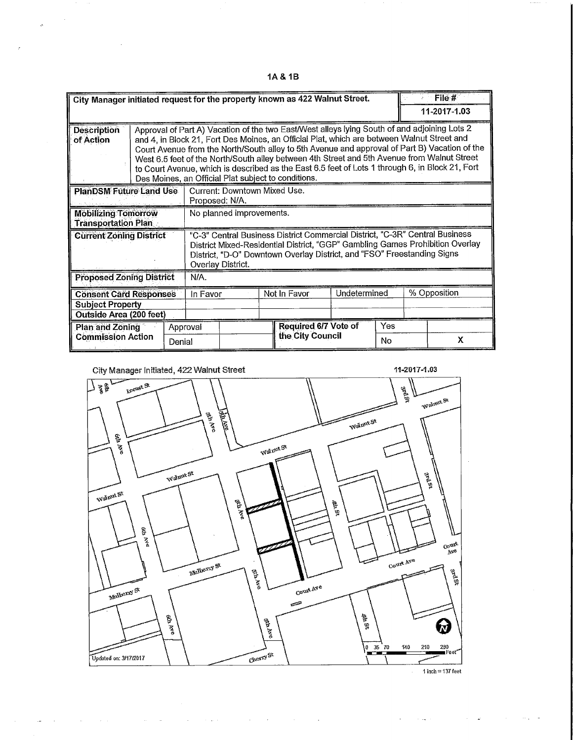**1A & 1B**

| City Manager initiated request for the property known as 422 Walnut Street. | | | | | File # |
|---|---|---|---|---|---|
| | | | | | 11-2017-1.03 |
| **Description of Action** | Approval of Part A) Vacation of the two East/West alleys lying South of and adjoining Lots 2 and 4, in Block 21, Fort Des Moines, an Official Plat, which are between Walnut Street and Court Avenue from the North/South alley to 5th Avenue and approval of Part B) Vacation of the West 6.5 feet of the North/South alley between 4th Street and 5th Avenue from Walnut Street to Court Avenue, which is described as the East 6.5 feet of Lots 1 through 6, in Block 21, Fort Des Moines, an Official Plat subject to conditions. | | | | |
| **PlanDSM Future Land Use** | Current: Downtown Mixed Use.<br>Proposed: N/A. | | | | |
| **Mobilizing Tomorrow Transportation Plan** | No planned improvements. | | | | |
| **Current Zoning District** | "C-3" Central Business District Commercial District, "C-3R" Central Business District Mixed-Residential District, "GGP" Gambling Games Prohibition Overlay District, "D-O" Downtown Overlay District, and "FSO" Freestanding Signs Overlay District. | | | | |
| **Proposed Zoning District** | N/A. | | | | |
| **Consent Card Responses** | In Favor | Not In Favor | Undetermined | % Opposition | |
| **Subject Property** | | | | | |
| **Outside Area (200 feet)** | | | | | |

| Plan and Zoning Commission Action | | | Required 6/7 Vote of the City Council | | |
|---|---|---|---|---|---|
| | Approval | | | Yes | |
| | Denial | | | No | X |

City Manager Initiated, 422 Walnut Street

11-2017-1.03

Updated on: 3/17/2017

1 inch = 137 feet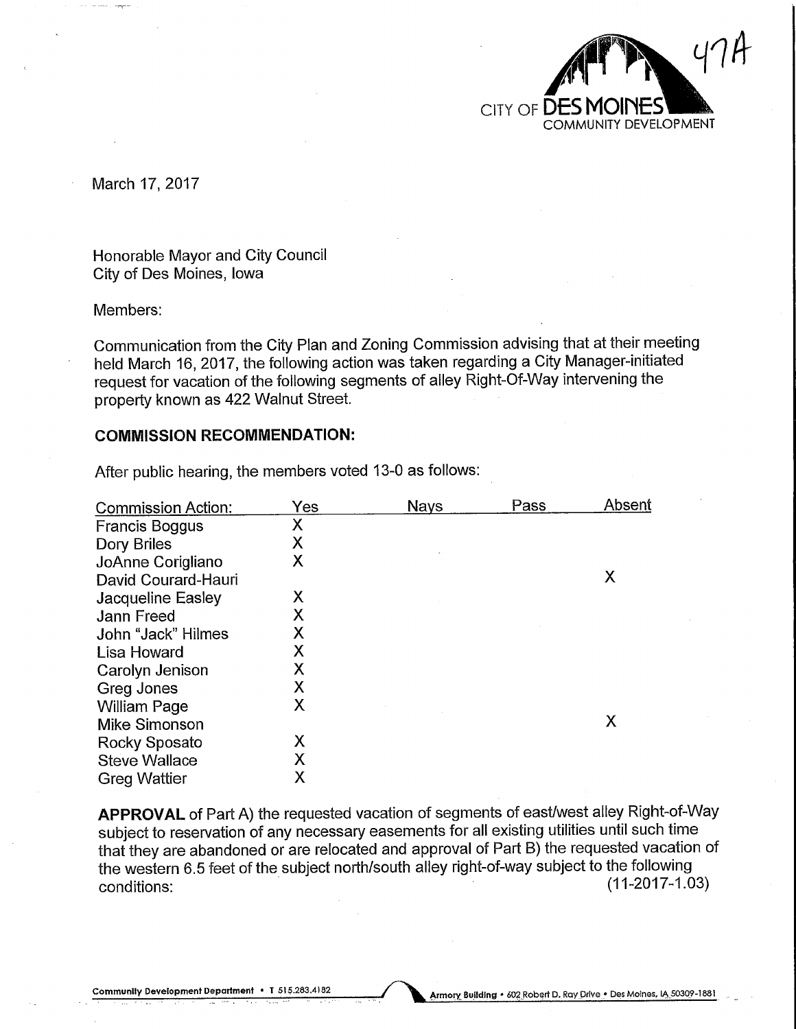47A

CITY OF DES MOINES
COMMUNITY DEVELOPMENT

March 17, 2017

Honorable Mayor and City Council
City of Des Moines, Iowa

Members:

Communication from the City Plan and Zoning Commission advising that at their meeting held March 16, 2017, the following action was taken regarding a City Manager-initiated request for vacation of the following segments of alley Right-Of-Way intervening the property known as 422 Walnut Street.

**COMMISSION RECOMMENDATION:**

After public hearing, the members voted 13-0 as follows:

| Commission Action: | Yes | Nays | Pass | Absent |
|---|---|---|---|---|
| Francis Boggus | X | | | |
| Dory Briles | X | | | |
| JoAnne Corigliano | X | | | |
| David Courard-Hauri | | | | X |
| Jacqueline Easley | X | | | |
| Jann Freed | X | | | |
| John "Jack" Hilmes | X | | | |
| Lisa Howard | X | | | |
| Carolyn Jenison | X | | | |
| Greg Jones | X | | | |
| William Page | X | | | |
| Mike Simonson | | | | X |
| Rocky Sposato | X | | | |
| Steve Wallace | X | | | |
| Greg Wattier | X | | | |

**APPROVAL** of Part A) the requested vacation of segments of east/west alley Right-of-Way subject to reservation of any necessary easements for all existing utilities until such time that they are abandoned or are relocated and approval of Part B) the requested vacation of the western 6.5 feet of the subject north/south alley right-of-way subject to the following conditions: (11-2017-1.03)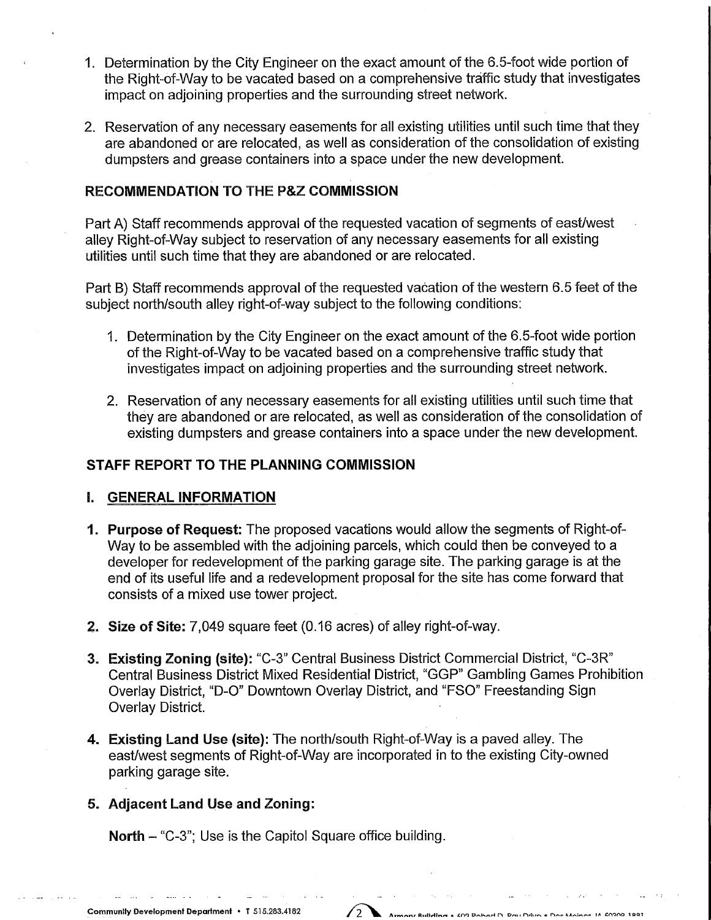1. Determination by the City Engineer on the exact amount of the 6.5-foot wide portion of the Right-of-Way to be vacated based on a comprehensive traffic study that investigates impact on adjoining properties and the surrounding street network.

2. Reservation of any necessary easements for all existing utilities until such time that they are abandoned or are relocated, as well as consideration of the consolidation of existing dumpsters and grease containers into a space under the new development.

## RECOMMENDATION TO THE P&Z COMMISSION

Part A) Staff recommends approval of the requested vacation of segments of east/west alley Right-of-Way subject to reservation of any necessary easements for all existing utilities until such time that they are abandoned or are relocated.

Part B) Staff recommends approval of the requested vacation of the western 6.5 feet of the subject north/south alley right-of-way subject to the following conditions:

1. Determination by the City Engineer on the exact amount of the 6.5-foot wide portion of the Right-of-Way to be vacated based on a comprehensive traffic study that investigates impact on adjoining properties and the surrounding street network.

2. Reservation of any necessary easements for all existing utilities until such time that they are abandoned or are relocated, as well as consideration of the consolidation of existing dumpsters and grease containers into a space under the new development.

## STAFF REPORT TO THE PLANNING COMMISSION

### I. GENERAL INFORMATION

1. **Purpose of Request:** The proposed vacations would allow the segments of Right-of-Way to be assembled with the adjoining parcels, which could then be conveyed to a developer for redevelopment of the parking garage site. The parking garage is at the end of its useful life and a redevelopment proposal for the site has come forward that consists of a mixed use tower project.

2. **Size of Site:** 7,049 square feet (0.16 acres) of alley right-of-way.

3. **Existing Zoning (site):** "C-3" Central Business District Commercial District, "C-3R" Central Business District Mixed Residential District, "GGP" Gambling Games Prohibition Overlay District, "D-O" Downtown Overlay District, and "FSO" Freestanding Sign Overlay District.

4. **Existing Land Use (site):** The north/south Right-of-Way is a paved alley. The east/west segments of Right-of-Way are incorporated in to the existing City-owned parking garage site.

5. **Adjacent Land Use and Zoning:**

   **North** – "C-3"; Use is the Capitol Square office building.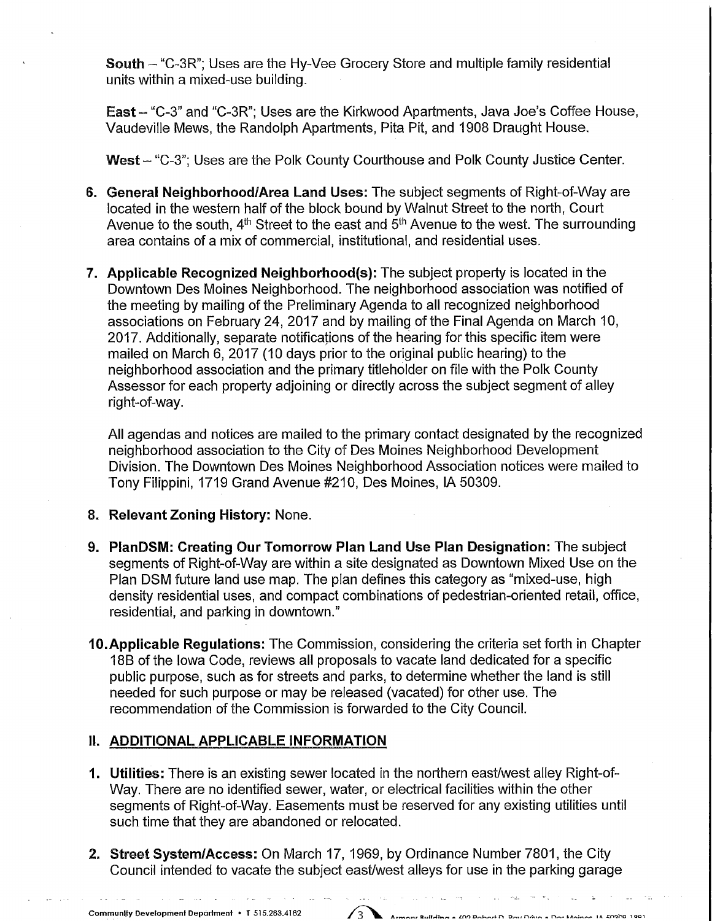**South** – "C-3R"; Uses are the Hy-Vee Grocery Store and multiple family residential units within a mixed-use building.

**East** – "C-3" and "C-3R"; Uses are the Kirkwood Apartments, Java Joe's Coffee House, Vaudeville Mews, the Randolph Apartments, Pita Pit, and 1908 Draught House.

**West** – "C-3"; Uses are the Polk County Courthouse and Polk County Justice Center.

6. **General Neighborhood/Area Land Uses:** The subject segments of Right-of-Way are located in the western half of the block bound by Walnut Street to the north, Court Avenue to the south, 4th Street to the east and 5th Avenue to the west. The surrounding area contains of a mix of commercial, institutional, and residential uses.

7. **Applicable Recognized Neighborhood(s):** The subject property is located in the Downtown Des Moines Neighborhood. The neighborhood association was notified of the meeting by mailing of the Preliminary Agenda to all recognized neighborhood associations on February 24, 2017 and by mailing of the Final Agenda on March 10, 2017. Additionally, separate notifications of the hearing for this specific item were mailed on March 6, 2017 (10 days prior to the original public hearing) to the neighborhood association and the primary titleholder on file with the Polk County Assessor for each property adjoining or directly across the subject segment of alley right-of-way.

   All agendas and notices are mailed to the primary contact designated by the recognized neighborhood association to the City of Des Moines Neighborhood Development Division. The Downtown Des Moines Neighborhood Association notices were mailed to Tony Filippini, 1719 Grand Avenue #210, Des Moines, IA 50309.

8. **Relevant Zoning History:** None.

9. **PlanDSM: Creating Our Tomorrow Plan Land Use Plan Designation:** The subject segments of Right-of-Way are within a site designated as Downtown Mixed Use on the Plan DSM future land use map. The plan defines this category as "mixed-use, high density residential uses, and compact combinations of pedestrian-oriented retail, office, residential, and parking in downtown."

10. **Applicable Regulations:** The Commission, considering the criteria set forth in Chapter 18B of the Iowa Code, reviews all proposals to vacate land dedicated for a specific public purpose, such as for streets and parks, to determine whether the land is still needed for such purpose or may be released (vacated) for other use. The recommendation of the Commission is forwarded to the City Council.

## II. ADDITIONAL APPLICABLE INFORMATION

1. **Utilities:** There is an existing sewer located in the northern east/west alley Right-of-Way. There are no identified sewer, water, or electrical facilities within the other segments of Right-of-Way. Easements must be reserved for any existing utilities until such time that they are abandoned or relocated.

2. **Street System/Access:** On March 17, 1969, by Ordinance Number 7801, the City Council intended to vacate the subject east/west alleys for use in the parking garage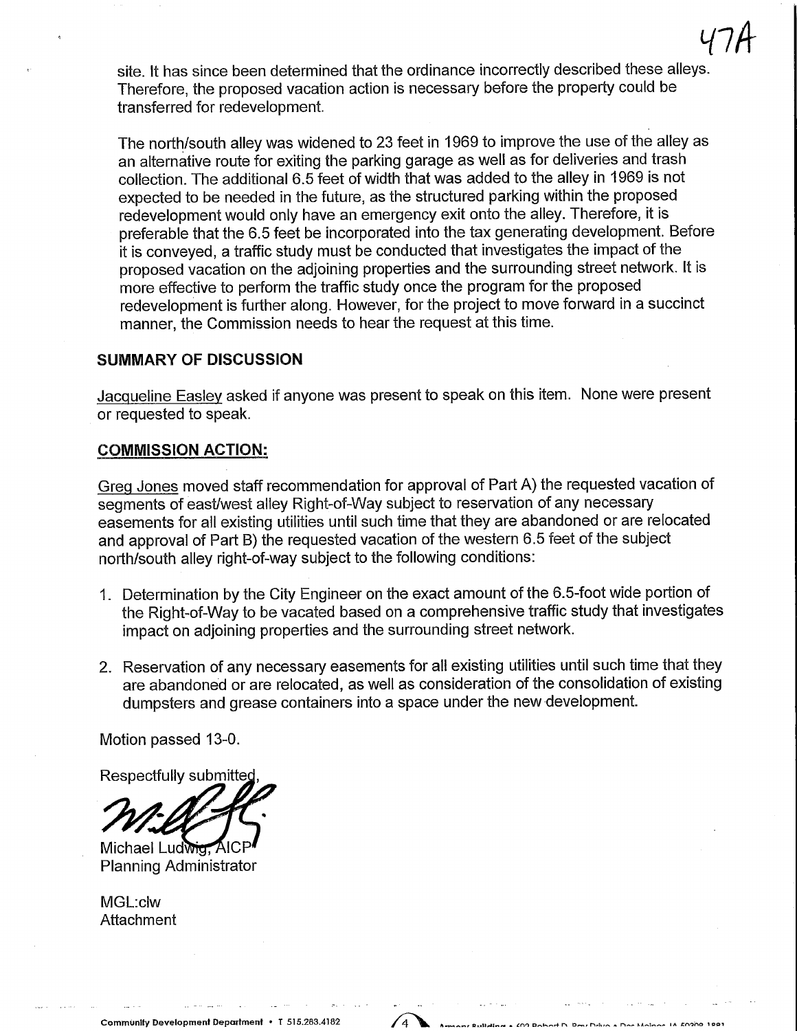site. It has since been determined that the ordinance incorrectly described these alleys. Therefore, the proposed vacation action is necessary before the property could be transferred for redevelopment.

The north/south alley was widened to 23 feet in 1969 to improve the use of the alley as an alternative route for exiting the parking garage as well as for deliveries and trash collection. The additional 6.5 feet of width that was added to the alley in 1969 is not expected to be needed in the future, as the structured parking within the proposed redevelopment would only have an emergency exit onto the alley. Therefore, it is preferable that the 6.5 feet be incorporated into the tax generating development. Before it is conveyed, a traffic study must be conducted that investigates the impact of the proposed vacation on the adjoining properties and the surrounding street network. It is more effective to perform the traffic study once the program for the proposed redevelopment is further along. However, for the project to move forward in a succinct manner, the Commission needs to hear the request at this time.

## SUMMARY OF DISCUSSION

Jacqueline Easley asked if anyone was present to speak on this item. None were present or requested to speak.

## COMMISSION ACTION:

Greg Jones moved staff recommendation for approval of Part A) the requested vacation of segments of east/west alley Right-of-Way subject to reservation of any necessary easements for all existing utilities until such time that they are abandoned or are relocated and approval of Part B) the requested vacation of the western 6.5 feet of the subject north/south alley right-of-way subject to the following conditions:

1. Determination by the City Engineer on the exact amount of the 6.5-foot wide portion of the Right-of-Way to be vacated based on a comprehensive traffic study that investigates impact on adjoining properties and the surrounding street network.
2. Reservation of any necessary easements for all existing utilities until such time that they are abandoned or are relocated, as well as consideration of the consolidation of existing dumpsters and grease containers into a space under the new development.

Motion passed 13-0.

Respectfully submitted,

Michael Ludwig, AICP
Planning Administrator

MGL:clw
Attachment